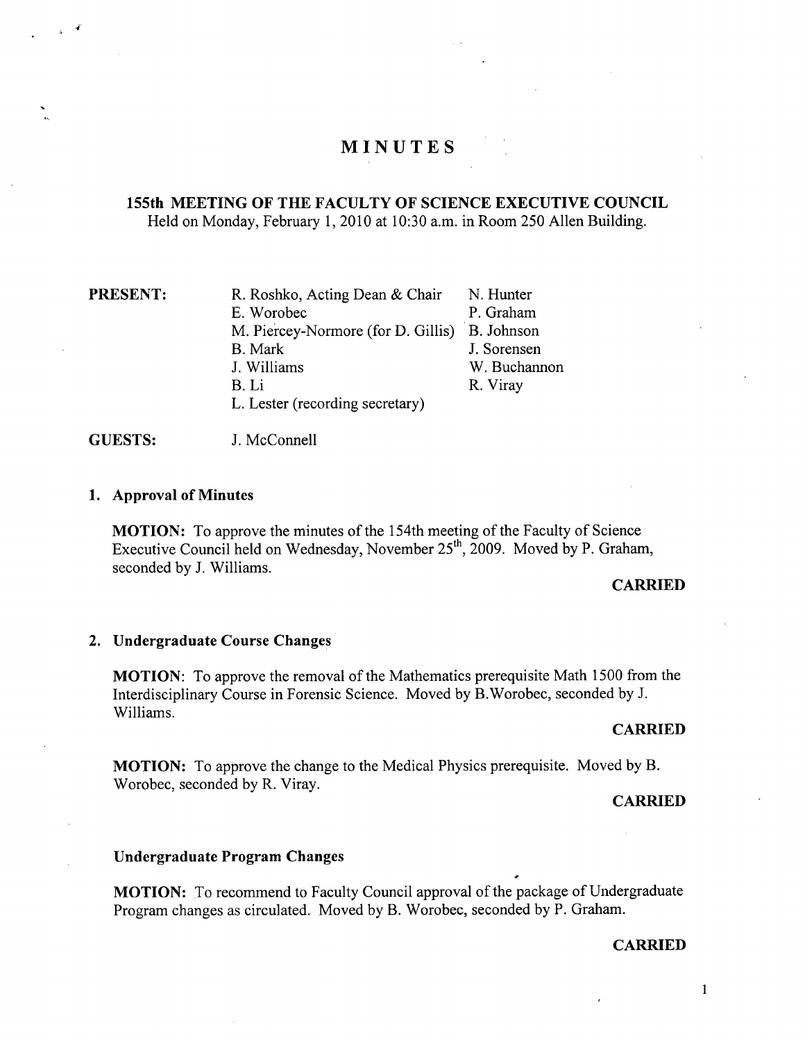# MINUTES

## 155th MEETING OF THE FACULTY OF SCIENCE EXECUTIVE COUNCIL

Held on Monday, February 1, 2010 at 10:30 a.m. in Room 250 Allen Building.

**PRESENT:**

| | |
|---|---|
| R. Roshko, Acting Dean & Chair | N. Hunter |
| E. Worobec | P. Graham |
| M. Piercey-Normore (for D. Gillis) | B. Johnson |
| B. Mark | J. Sorensen |
| J. Williams | W. Buchannon |
| B. Li | R. Viray |
| L. Lester (recording secretary) | |

**GUESTS:** J. McConnell

### 1. Approval of Minutes

**MOTION:** To approve the minutes of the 154th meeting of the Faculty of Science Executive Council held on Wednesday, November 25th, 2009. Moved by P. Graham, seconded by J. Williams.

**CARRIED**

### 2. Undergraduate Course Changes

**MOTION**: To approve the removal of the Mathematics prerequisite Math 1500 from the Interdisciplinary Course in Forensic Science. Moved by B.Worobec, seconded by J. Williams.

**CARRIED**

**MOTION:** To approve the change to the Medical Physics prerequisite. Moved by B. Worobec, seconded by R. Viray.

**CARRIED**

### Undergraduate Program Changes

**MOTION:** To recommend to Faculty Council approval of the package of Undergraduate Program changes as circulated. Moved by B. Worobec, seconded by P. Graham.

**CARRIED**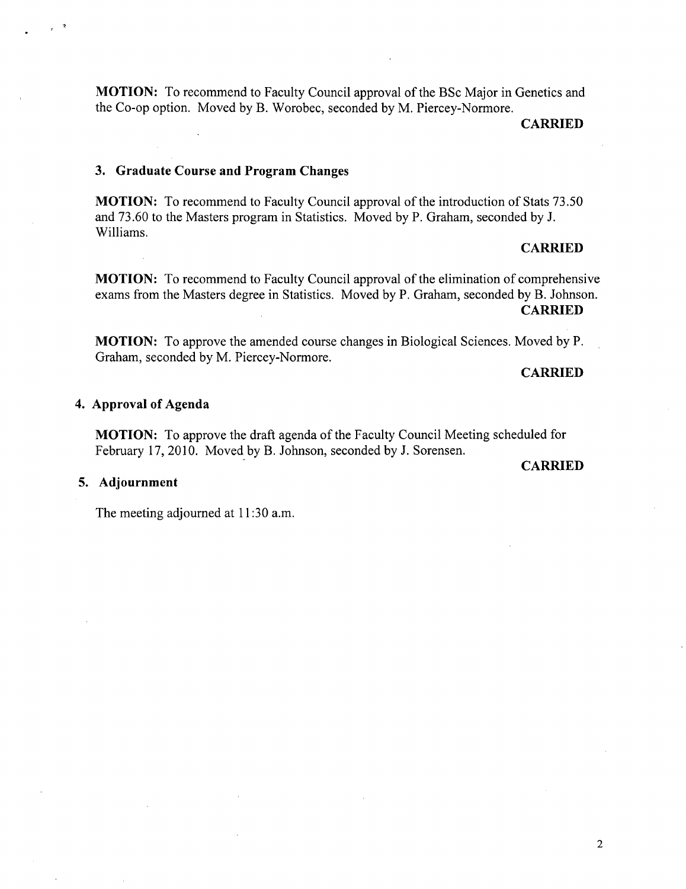**MOTION:** To recommend to Faculty Council approval of the BSc Major in Genetics and the Co-op option. Moved by B. Worobec, seconded by M. Piercey-Normore.

**CARRIED**

### 3. Graduate Course and Program Changes

**MOTION:** To recommend to Faculty Council approval of the introduction of Stats 73.50 and 73.60 to the Masters program in Statistics. Moved by P. Graham, seconded by J. Williams.

**CARRIED**

**MOTION:** To recommend to Faculty Council approval of the elimination of comprehensive exams from the Masters degree in Statistics. Moved by P. Graham, seconded by B. Johnson.

**CARRIED**

**MOTION:** To approve the amended course changes in Biological Sciences. Moved by P. Graham, seconded by M. Piercey-Normore.

**CARRIED**

### 4. Approval of Agenda

**MOTION:** To approve the draft agenda of the Faculty Council Meeting scheduled for February 17, 2010. Moved by B. Johnson, seconded by J. Sorensen.

**CARRIED**

### 5. Adjournment

The meeting adjourned at 11:30 a.m.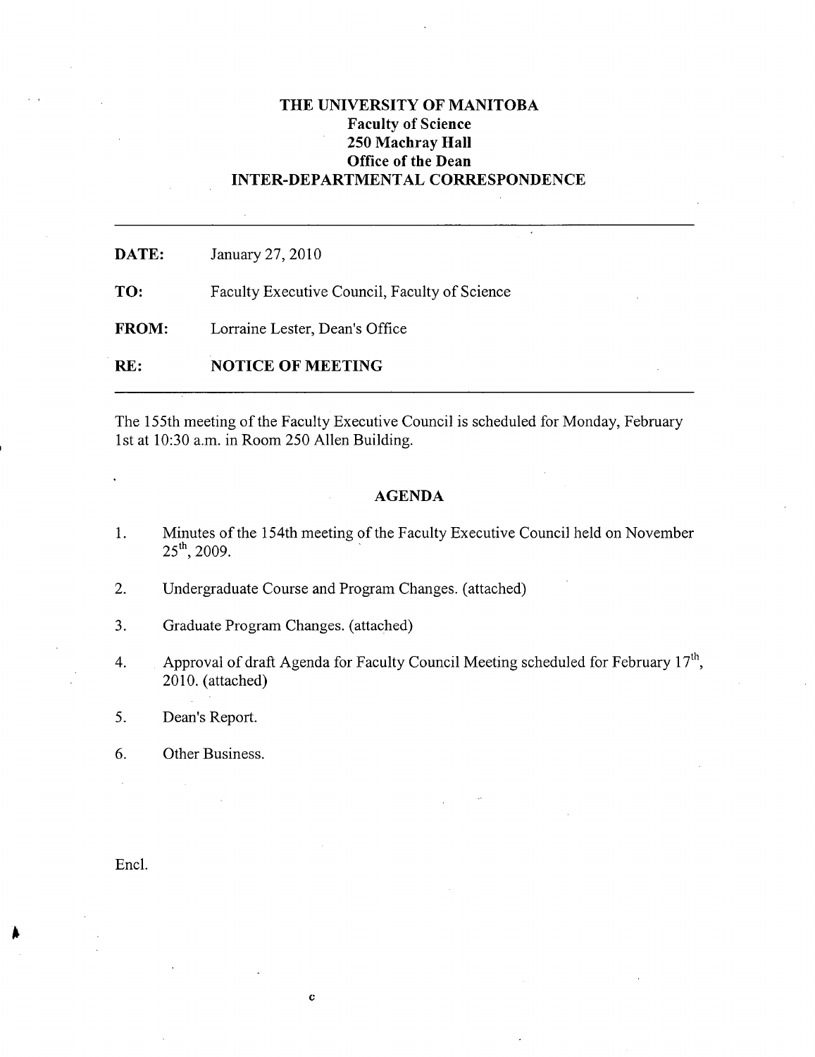# THE UNIVERSITY OF MANITOBA
## Faculty of Science
## 250 Machray Hall
## Office of the Dean
## INTER-DEPARTMENTAL CORRESPONDENCE

---

**DATE:** January 27, 2010

**TO:** Faculty Executive Council, Faculty of Science

**FROM:** Lorraine Lester, Dean's Office

**RE:** **NOTICE OF MEETING**

---

The 155th meeting of the Faculty Executive Council is scheduled for Monday, February 1st at 10:30 a.m. in Room 250 Allen Building.

### AGENDA

1. Minutes of the 154th meeting of the Faculty Executive Council held on November 25th, 2009.

2. Undergraduate Course and Program Changes. (attached)

3. Graduate Program Changes. (attached)

4. Approval of draft Agenda for Faculty Council Meeting scheduled for February 17th, 2010. (attached)

5. Dean's Report.

6. Other Business.

Encl.

c